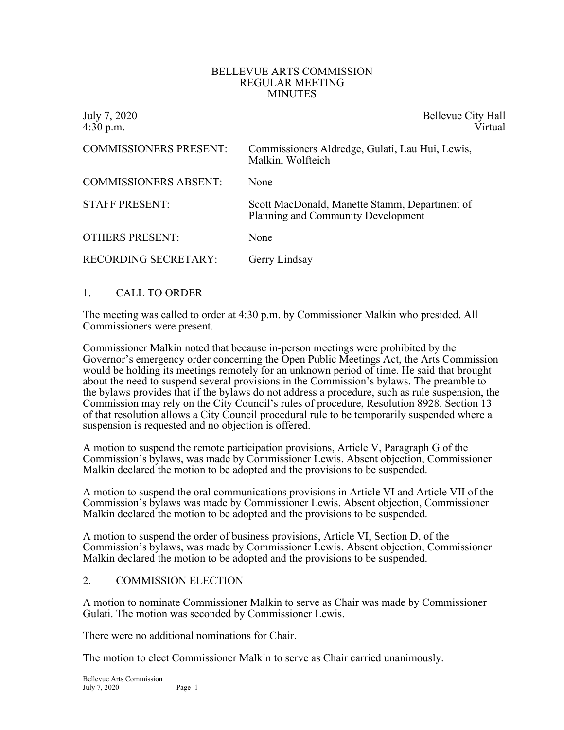# BELLEVUE ARTS COMMISSION
## REGULAR MEETING
## MINUTES

July 7, 2020
4:30 p.m.

Bellevue City Hall
Virtual

| | |
|---|---|
| COMMISSIONERS PRESENT: | Commissioners Aldredge, Gulati, Lau Hui, Lewis, Malkin, Wolfteich |
| COMMISSIONERS ABSENT: | None |
| STAFF PRESENT: | Scott MacDonald, Manette Stamm, Department of Planning and Community Development |
| OTHERS PRESENT: | None |
| RECORDING SECRETARY: | Gerry Lindsay |

## 1. CALL TO ORDER

The meeting was called to order at 4:30 p.m. by Commissioner Malkin who presided. All Commissioners were present.

Commissioner Malkin noted that because in-person meetings were prohibited by the Governor's emergency order concerning the Open Public Meetings Act, the Arts Commission would be holding its meetings remotely for an unknown period of time. He said that brought about the need to suspend several provisions in the Commission's bylaws. The preamble to the bylaws provides that if the bylaws do not address a procedure, such as rule suspension, the Commission may rely on the City Council's rules of procedure, Resolution 8928. Section 13 of that resolution allows a City Council procedural rule to be temporarily suspended where a suspension is requested and no objection is offered.

A motion to suspend the remote participation provisions, Article V, Paragraph G of the Commission's bylaws, was made by Commissioner Lewis. Absent objection, Commissioner Malkin declared the motion to be adopted and the provisions to be suspended.

A motion to suspend the oral communications provisions in Article VI and Article VII of the Commission's bylaws was made by Commissioner Lewis. Absent objection, Commissioner Malkin declared the motion to be adopted and the provisions to be suspended.

A motion to suspend the order of business provisions, Article VI, Section D, of the Commission's bylaws, was made by Commissioner Lewis. Absent objection, Commissioner Malkin declared the motion to be adopted and the provisions to be suspended.

## 2. COMMISSION ELECTION

A motion to nominate Commissioner Malkin to serve as Chair was made by Commissioner Gulati. The motion was seconded by Commissioner Lewis.

There were no additional nominations for Chair.

The motion to elect Commissioner Malkin to serve as Chair carried unanimously.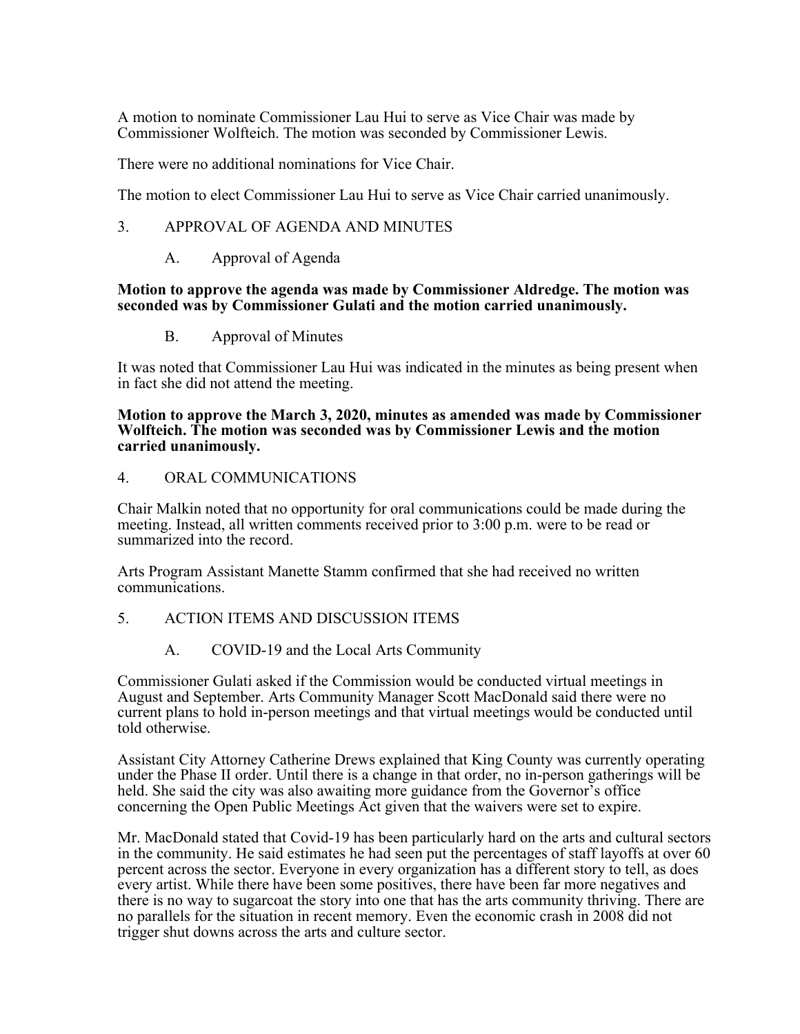A motion to nominate Commissioner Lau Hui to serve as Vice Chair was made by Commissioner Wolfteich. The motion was seconded by Commissioner Lewis.

There were no additional nominations for Vice Chair.

The motion to elect Commissioner Lau Hui to serve as Vice Chair carried unanimously.

3. APPROVAL OF AGENDA AND MINUTES

A. Approval of Agenda

**Motion to approve the agenda was made by Commissioner Aldredge. The motion was seconded was by Commissioner Gulati and the motion carried unanimously.**

B. Approval of Minutes

It was noted that Commissioner Lau Hui was indicated in the minutes as being present when in fact she did not attend the meeting.

**Motion to approve the March 3, 2020, minutes as amended was made by Commissioner Wolfteich. The motion was seconded was by Commissioner Lewis and the motion carried unanimously.**

4. ORAL COMMUNICATIONS

Chair Malkin noted that no opportunity for oral communications could be made during the meeting. Instead, all written comments received prior to 3:00 p.m. were to be read or summarized into the record.

Arts Program Assistant Manette Stamm confirmed that she had received no written communications.

5. ACTION ITEMS AND DISCUSSION ITEMS

A. COVID-19 and the Local Arts Community

Commissioner Gulati asked if the Commission would be conducted virtual meetings in August and September. Arts Community Manager Scott MacDonald said there were no current plans to hold in-person meetings and that virtual meetings would be conducted until told otherwise.

Assistant City Attorney Catherine Drews explained that King County was currently operating under the Phase II order. Until there is a change in that order, no in-person gatherings will be held. She said the city was also awaiting more guidance from the Governor's office concerning the Open Public Meetings Act given that the waivers were set to expire.

Mr. MacDonald stated that Covid-19 has been particularly hard on the arts and cultural sectors in the community. He said estimates he had seen put the percentages of staff layoffs at over 60 percent across the sector. Everyone in every organization has a different story to tell, as does every artist. While there have been some positives, there have been far more negatives and there is no way to sugarcoat the story into one that has the arts community thriving. There are no parallels for the situation in recent memory. Even the economic crash in 2008 did not trigger shut downs across the arts and culture sector.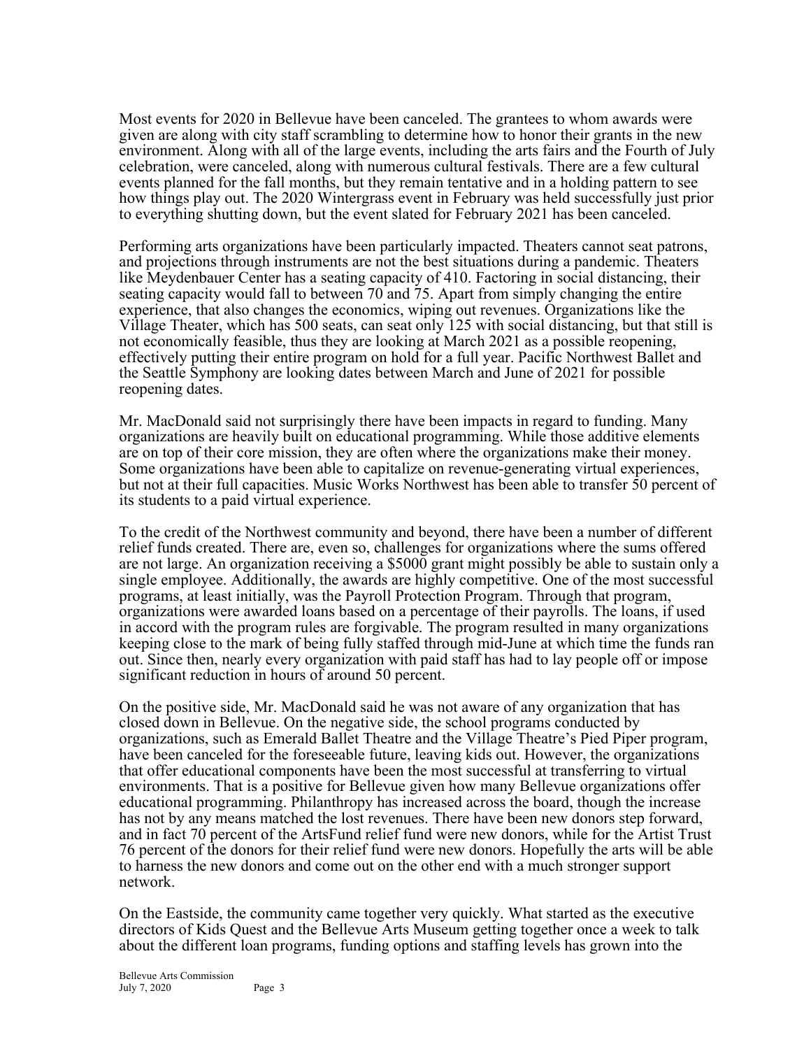Most events for 2020 in Bellevue have been canceled. The grantees to whom awards were given are along with city staff scrambling to determine how to honor their grants in the new environment. Along with all of the large events, including the arts fairs and the Fourth of July celebration, were canceled, along with numerous cultural festivals. There are a few cultural events planned for the fall months, but they remain tentative and in a holding pattern to see how things play out. The 2020 Wintergrass event in February was held successfully just prior to everything shutting down, but the event slated for February 2021 has been canceled.

Performing arts organizations have been particularly impacted. Theaters cannot seat patrons, and projections through instruments are not the best situations during a pandemic. Theaters like Meydenbauer Center has a seating capacity of 410. Factoring in social distancing, their seating capacity would fall to between 70 and 75. Apart from simply changing the entire experience, that also changes the economics, wiping out revenues. Organizations like the Village Theater, which has 500 seats, can seat only 125 with social distancing, but that still is not economically feasible, thus they are looking at March 2021 as a possible reopening, effectively putting their entire program on hold for a full year. Pacific Northwest Ballet and the Seattle Symphony are looking dates between March and June of 2021 for possible reopening dates.

Mr. MacDonald said not surprisingly there have been impacts in regard to funding. Many organizations are heavily built on educational programming. While those additive elements are on top of their core mission, they are often where the organizations make their money. Some organizations have been able to capitalize on revenue-generating virtual experiences, but not at their full capacities. Music Works Northwest has been able to transfer 50 percent of its students to a paid virtual experience.

To the credit of the Northwest community and beyond, there have been a number of different relief funds created. There are, even so, challenges for organizations where the sums offered are not large. An organization receiving a $5000 grant might possibly be able to sustain only a single employee. Additionally, the awards are highly competitive. One of the most successful programs, at least initially, was the Payroll Protection Program. Through that program, organizations were awarded loans based on a percentage of their payrolls. The loans, if used in accord with the program rules are forgivable. The program resulted in many organizations keeping close to the mark of being fully staffed through mid-June at which time the funds ran out. Since then, nearly every organization with paid staff has had to lay people off or impose significant reduction in hours of around 50 percent.

On the positive side, Mr. MacDonald said he was not aware of any organization that has closed down in Bellevue. On the negative side, the school programs conducted by organizations, such as Emerald Ballet Theatre and the Village Theatre's Pied Piper program, have been canceled for the foreseeable future, leaving kids out. However, the organizations that offer educational components have been the most successful at transferring to virtual environments. That is a positive for Bellevue given how many Bellevue organizations offer educational programming. Philanthropy has increased across the board, though the increase has not by any means matched the lost revenues. There have been new donors step forward, and in fact 70 percent of the ArtsFund relief fund were new donors, while for the Artist Trust 76 percent of the donors for their relief fund were new donors. Hopefully the arts will be able to harness the new donors and come out on the other end with a much stronger support network.

On the Eastside, the community came together very quickly. What started as the executive directors of Kids Quest and the Bellevue Arts Museum getting together once a week to talk about the different loan programs, funding options and staffing levels has grown into the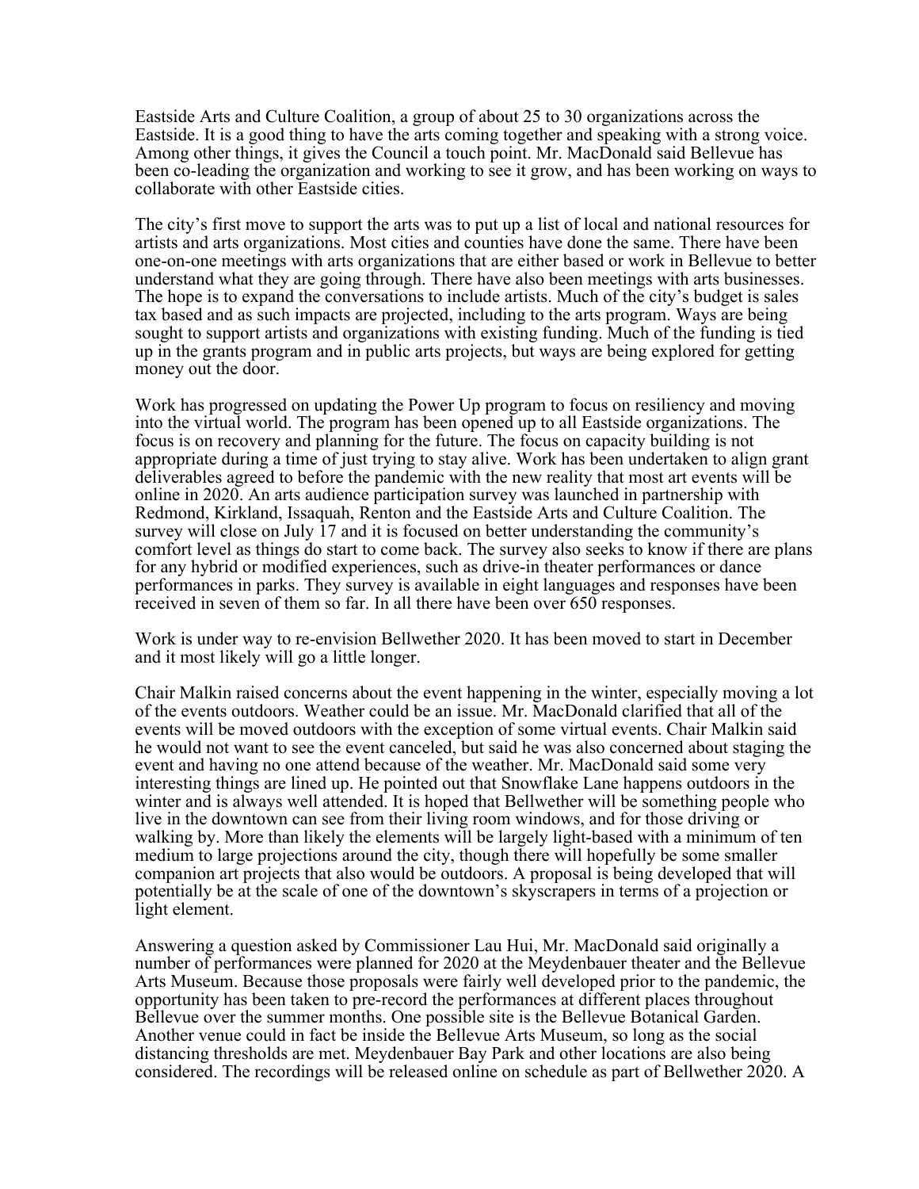Eastside Arts and Culture Coalition, a group of about 25 to 30 organizations across the Eastside. It is a good thing to have the arts coming together and speaking with a strong voice. Among other things, it gives the Council a touch point. Mr. MacDonald said Bellevue has been co-leading the organization and working to see it grow, and has been working on ways to collaborate with other Eastside cities.

The city's first move to support the arts was to put up a list of local and national resources for artists and arts organizations. Most cities and counties have done the same. There have been one-on-one meetings with arts organizations that are either based or work in Bellevue to better understand what they are going through. There have also been meetings with arts businesses. The hope is to expand the conversations to include artists. Much of the city's budget is sales tax based and as such impacts are projected, including to the arts program. Ways are being sought to support artists and organizations with existing funding. Much of the funding is tied up in the grants program and in public arts projects, but ways are being explored for getting money out the door.

Work has progressed on updating the Power Up program to focus on resiliency and moving into the virtual world. The program has been opened up to all Eastside organizations. The focus is on recovery and planning for the future. The focus on capacity building is not appropriate during a time of just trying to stay alive. Work has been undertaken to align grant deliverables agreed to before the pandemic with the new reality that most art events will be online in 2020. An arts audience participation survey was launched in partnership with Redmond, Kirkland, Issaquah, Renton and the Eastside Arts and Culture Coalition. The survey will close on July 17 and it is focused on better understanding the community's comfort level as things do start to come back. The survey also seeks to know if there are plans for any hybrid or modified experiences, such as drive-in theater performances or dance performances in parks. They survey is available in eight languages and responses have been received in seven of them so far. In all there have been over 650 responses.

Work is under way to re-envision Bellwether 2020. It has been moved to start in December and it most likely will go a little longer.

Chair Malkin raised concerns about the event happening in the winter, especially moving a lot of the events outdoors. Weather could be an issue. Mr. MacDonald clarified that all of the events will be moved outdoors with the exception of some virtual events. Chair Malkin said he would not want to see the event canceled, but said he was also concerned about staging the event and having no one attend because of the weather. Mr. MacDonald said some very interesting things are lined up. He pointed out that Snowflake Lane happens outdoors in the winter and is always well attended. It is hoped that Bellwether will be something people who live in the downtown can see from their living room windows, and for those driving or walking by. More than likely the elements will be largely light-based with a minimum of ten medium to large projections around the city, though there will hopefully be some smaller companion art projects that also would be outdoors. A proposal is being developed that will potentially be at the scale of one of the downtown's skyscrapers in terms of a projection or light element.

Answering a question asked by Commissioner Lau Hui, Mr. MacDonald said originally a number of performances were planned for 2020 at the Meydenbauer theater and the Bellevue Arts Museum. Because those proposals were fairly well developed prior to the pandemic, the opportunity has been taken to pre-record the performances at different places throughout Bellevue over the summer months. One possible site is the Bellevue Botanical Garden. Another venue could in fact be inside the Bellevue Arts Museum, so long as the social distancing thresholds are met. Meydenbauer Bay Park and other locations are also being considered. The recordings will be released online on schedule as part of Bellwether 2020. A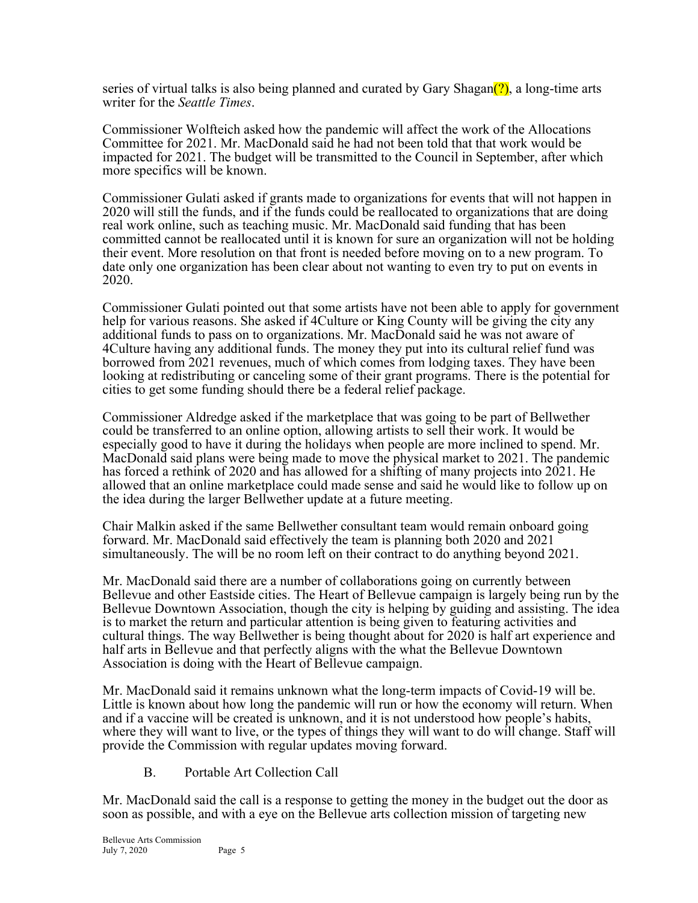series of virtual talks is also being planned and curated by Gary Shagan(?), a long-time arts writer for the *Seattle Times*.

Commissioner Wolfteich asked how the pandemic will affect the work of the Allocations Committee for 2021. Mr. MacDonald said he had not been told that that work would be impacted for 2021. The budget will be transmitted to the Council in September, after which more specifics will be known.

Commissioner Gulati asked if grants made to organizations for events that will not happen in 2020 will still the funds, and if the funds could be reallocated to organizations that are doing real work online, such as teaching music. Mr. MacDonald said funding that has been committed cannot be reallocated until it is known for sure an organization will not be holding their event. More resolution on that front is needed before moving on to a new program. To date only one organization has been clear about not wanting to even try to put on events in 2020.

Commissioner Gulati pointed out that some artists have not been able to apply for government help for various reasons. She asked if 4Culture or King County will be giving the city any additional funds to pass on to organizations. Mr. MacDonald said he was not aware of 4Culture having any additional funds. The money they put into its cultural relief fund was borrowed from 2021 revenues, much of which comes from lodging taxes. They have been looking at redistributing or canceling some of their grant programs. There is the potential for cities to get some funding should there be a federal relief package.

Commissioner Aldredge asked if the marketplace that was going to be part of Bellwether could be transferred to an online option, allowing artists to sell their work. It would be especially good to have it during the holidays when people are more inclined to spend. Mr. MacDonald said plans were being made to move the physical market to 2021. The pandemic has forced a rethink of 2020 and has allowed for a shifting of many projects into 2021. He allowed that an online marketplace could made sense and said he would like to follow up on the idea during the larger Bellwether update at a future meeting.

Chair Malkin asked if the same Bellwether consultant team would remain onboard going forward. Mr. MacDonald said effectively the team is planning both 2020 and 2021 simultaneously. The will be no room left on their contract to do anything beyond 2021.

Mr. MacDonald said there are a number of collaborations going on currently between Bellevue and other Eastside cities. The Heart of Bellevue campaign is largely being run by the Bellevue Downtown Association, though the city is helping by guiding and assisting. The idea is to market the return and particular attention is being given to featuring activities and cultural things. The way Bellwether is being thought about for 2020 is half art experience and half arts in Bellevue and that perfectly aligns with the what the Bellevue Downtown Association is doing with the Heart of Bellevue campaign.

Mr. MacDonald said it remains unknown what the long-term impacts of Covid-19 will be. Little is known about how long the pandemic will run or how the economy will return. When and if a vaccine will be created is unknown, and it is not understood how people's habits, where they will want to live, or the types of things they will want to do will change. Staff will provide the Commission with regular updates moving forward.

B. Portable Art Collection Call

Mr. MacDonald said the call is a response to getting the money in the budget out the door as soon as possible, and with a eye on the Bellevue arts collection mission of targeting new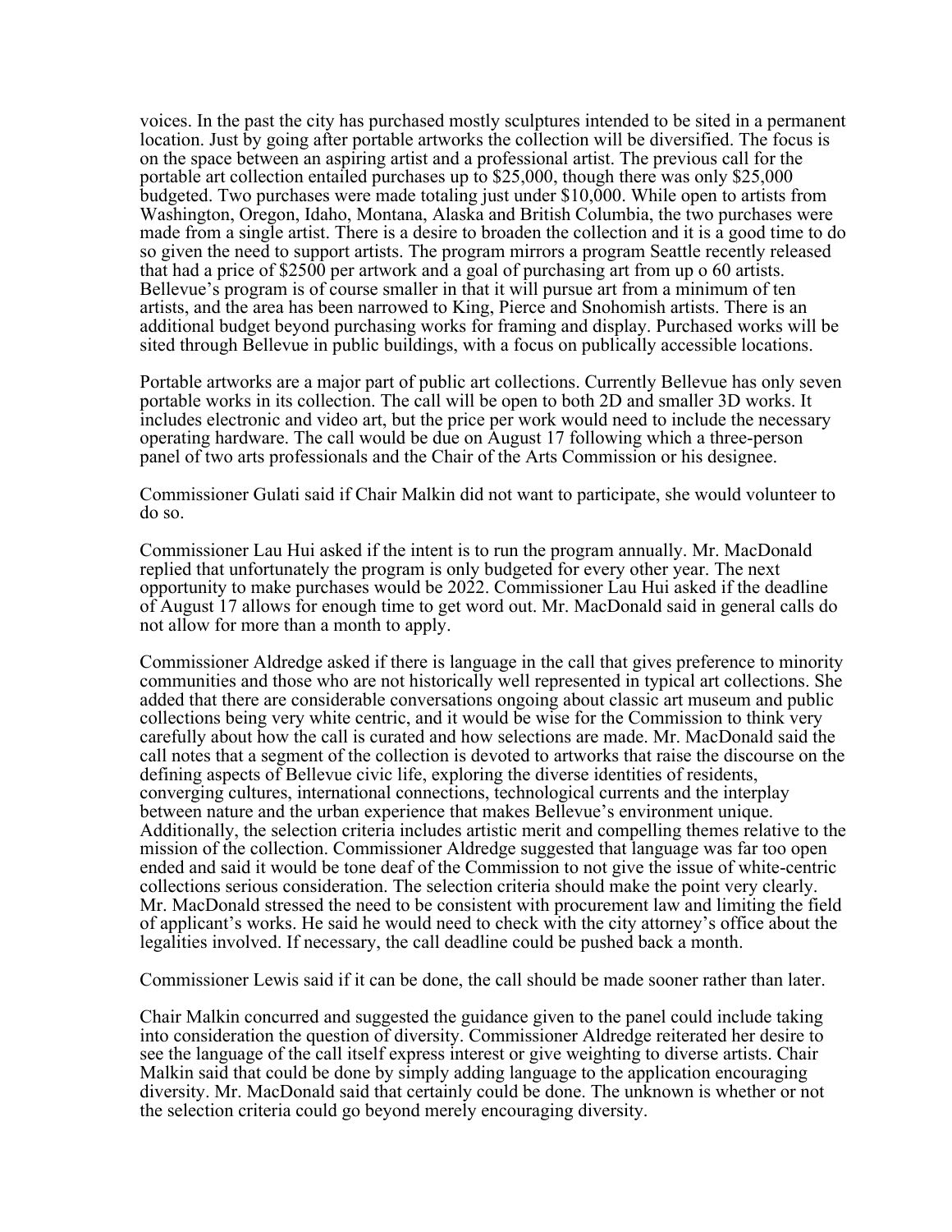voices. In the past the city has purchased mostly sculptures intended to be sited in a permanent location. Just by going after portable artworks the collection will be diversified. The focus is on the space between an aspiring artist and a professional artist. The previous call for the portable art collection entailed purchases up to $25,000, though there was only $25,000 budgeted. Two purchases were made totaling just under $10,000. While open to artists from Washington, Oregon, Idaho, Montana, Alaska and British Columbia, the two purchases were made from a single artist. There is a desire to broaden the collection and it is a good time to do so given the need to support artists. The program mirrors a program Seattle recently released that had a price of $2500 per artwork and a goal of purchasing art from up o 60 artists. Bellevue's program is of course smaller in that it will pursue art from a minimum of ten artists, and the area has been narrowed to King, Pierce and Snohomish artists. There is an additional budget beyond purchasing works for framing and display. Purchased works will be sited through Bellevue in public buildings, with a focus on publically accessible locations.

Portable artworks are a major part of public art collections. Currently Bellevue has only seven portable works in its collection. The call will be open to both 2D and smaller 3D works. It includes electronic and video art, but the price per work would need to include the necessary operating hardware. The call would be due on August 17 following which a three-person panel of two arts professionals and the Chair of the Arts Commission or his designee.

Commissioner Gulati said if Chair Malkin did not want to participate, she would volunteer to do so.

Commissioner Lau Hui asked if the intent is to run the program annually. Mr. MacDonald replied that unfortunately the program is only budgeted for every other year. The next opportunity to make purchases would be 2022. Commissioner Lau Hui asked if the deadline of August 17 allows for enough time to get word out. Mr. MacDonald said in general calls do not allow for more than a month to apply.

Commissioner Aldredge asked if there is language in the call that gives preference to minority communities and those who are not historically well represented in typical art collections. She added that there are considerable conversations ongoing about classic art museum and public collections being very white centric, and it would be wise for the Commission to think very carefully about how the call is curated and how selections are made. Mr. MacDonald said the call notes that a segment of the collection is devoted to artworks that raise the discourse on the defining aspects of Bellevue civic life, exploring the diverse identities of residents, converging cultures, international connections, technological currents and the interplay between nature and the urban experience that makes Bellevue's environment unique. Additionally, the selection criteria includes artistic merit and compelling themes relative to the mission of the collection. Commissioner Aldredge suggested that language was far too open ended and said it would be tone deaf of the Commission to not give the issue of white-centric collections serious consideration. The selection criteria should make the point very clearly. Mr. MacDonald stressed the need to be consistent with procurement law and limiting the field of applicant's works. He said he would need to check with the city attorney's office about the legalities involved. If necessary, the call deadline could be pushed back a month.

Commissioner Lewis said if it can be done, the call should be made sooner rather than later.

Chair Malkin concurred and suggested the guidance given to the panel could include taking into consideration the question of diversity. Commissioner Aldredge reiterated her desire to see the language of the call itself express interest or give weighting to diverse artists. Chair Malkin said that could be done by simply adding language to the application encouraging diversity. Mr. MacDonald said that certainly could be done. The unknown is whether or not the selection criteria could go beyond merely encouraging diversity.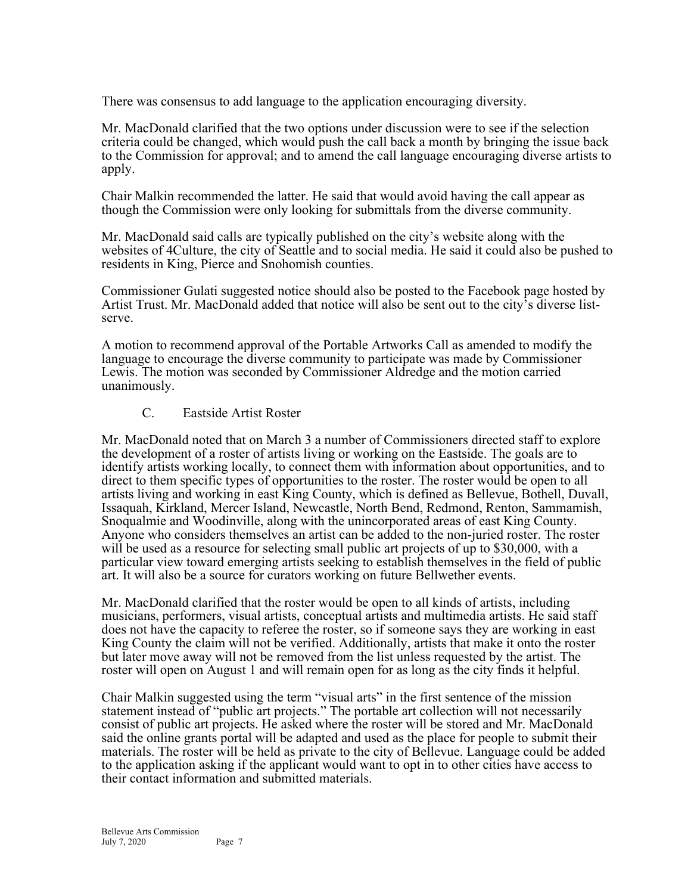There was consensus to add language to the application encouraging diversity.

Mr. MacDonald clarified that the two options under discussion were to see if the selection criteria could be changed, which would push the call back a month by bringing the issue back to the Commission for approval; and to amend the call language encouraging diverse artists to apply.

Chair Malkin recommended the latter. He said that would avoid having the call appear as though the Commission were only looking for submittals from the diverse community.

Mr. MacDonald said calls are typically published on the city's website along with the websites of 4Culture, the city of Seattle and to social media. He said it could also be pushed to residents in King, Pierce and Snohomish counties.

Commissioner Gulati suggested notice should also be posted to the Facebook page hosted by Artist Trust. Mr. MacDonald added that notice will also be sent out to the city's diverse list-serve.

A motion to recommend approval of the Portable Artworks Call as amended to modify the language to encourage the diverse community to participate was made by Commissioner Lewis. The motion was seconded by Commissioner Aldredge and the motion carried unanimously.

C. Eastside Artist Roster

Mr. MacDonald noted that on March 3 a number of Commissioners directed staff to explore the development of a roster of artists living or working on the Eastside. The goals are to identify artists working locally, to connect them with information about opportunities, and to direct to them specific types of opportunities to the roster. The roster would be open to all artists living and working in east King County, which is defined as Bellevue, Bothell, Duvall, Issaquah, Kirkland, Mercer Island, Newcastle, North Bend, Redmond, Renton, Sammamish, Snoqualmie and Woodinville, along with the unincorporated areas of east King County. Anyone who considers themselves an artist can be added to the non-juried roster. The roster will be used as a resource for selecting small public art projects of up to $30,000, with a particular view toward emerging artists seeking to establish themselves in the field of public art. It will also be a source for curators working on future Bellwether events.

Mr. MacDonald clarified that the roster would be open to all kinds of artists, including musicians, performers, visual artists, conceptual artists and multimedia artists. He said staff does not have the capacity to referee the roster, so if someone says they are working in east King County the claim will not be verified. Additionally, artists that make it onto the roster but later move away will not be removed from the list unless requested by the artist. The roster will open on August 1 and will remain open for as long as the city finds it helpful.

Chair Malkin suggested using the term "visual arts" in the first sentence of the mission statement instead of "public art projects." The portable art collection will not necessarily consist of public art projects. He asked where the roster will be stored and Mr. MacDonald said the online grants portal will be adapted and used as the place for people to submit their materials. The roster will be held as private to the city of Bellevue. Language could be added to the application asking if the applicant would want to opt in to other cities have access to their contact information and submitted materials.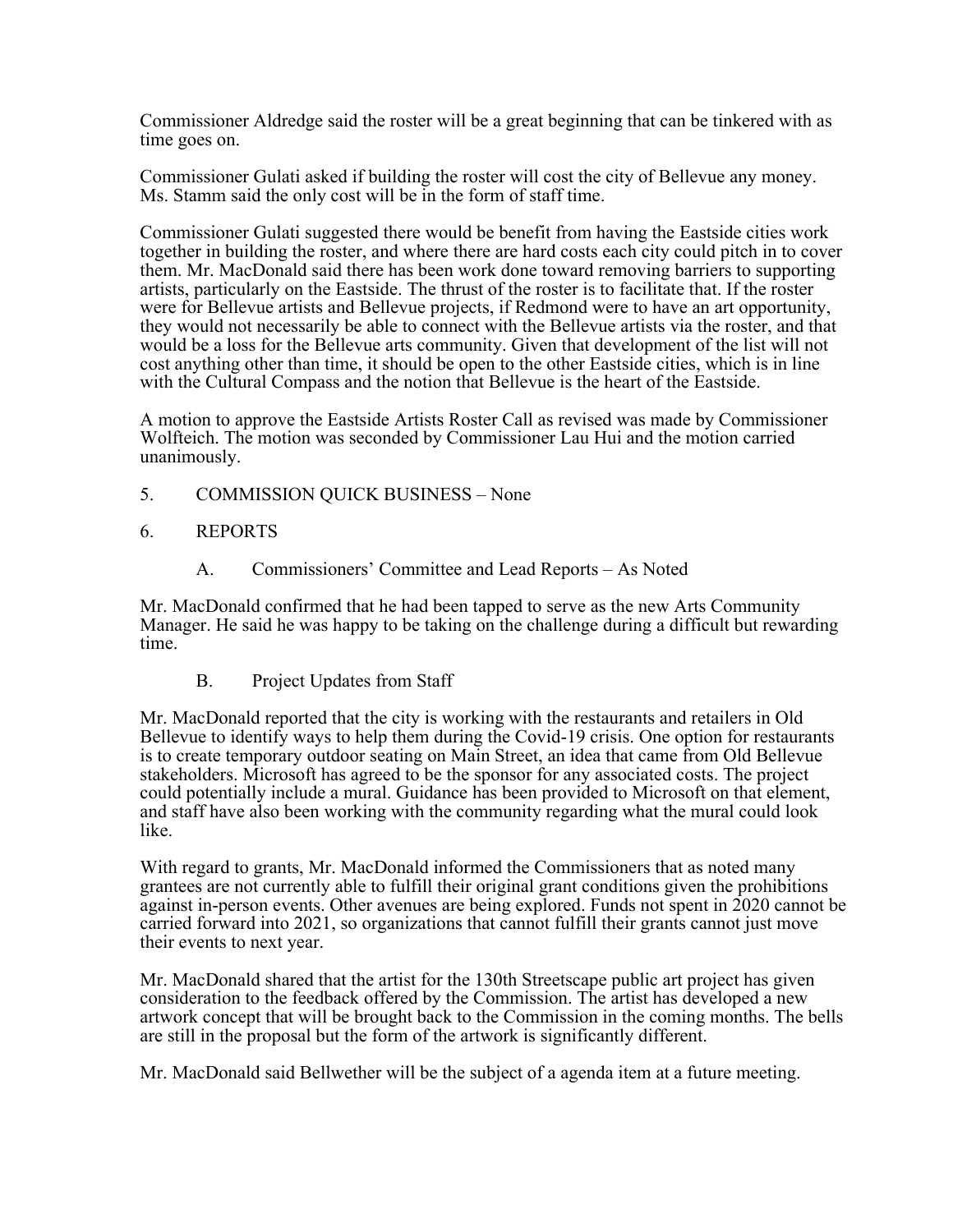Commissioner Aldredge said the roster will be a great beginning that can be tinkered with as time goes on.

Commissioner Gulati asked if building the roster will cost the city of Bellevue any money. Ms. Stamm said the only cost will be in the form of staff time.

Commissioner Gulati suggested there would be benefit from having the Eastside cities work together in building the roster, and where there are hard costs each city could pitch in to cover them. Mr. MacDonald said there has been work done toward removing barriers to supporting artists, particularly on the Eastside. The thrust of the roster is to facilitate that. If the roster were for Bellevue artists and Bellevue projects, if Redmond were to have an art opportunity, they would not necessarily be able to connect with the Bellevue artists via the roster, and that would be a loss for the Bellevue arts community. Given that development of the list will not cost anything other than time, it should be open to the other Eastside cities, which is in line with the Cultural Compass and the notion that Bellevue is the heart of the Eastside.

A motion to approve the Eastside Artists Roster Call as revised was made by Commissioner Wolfteich. The motion was seconded by Commissioner Lau Hui and the motion carried unanimously.

5. COMMISSION QUICK BUSINESS – None

6. REPORTS

A. Commissioners' Committee and Lead Reports – As Noted

Mr. MacDonald confirmed that he had been tapped to serve as the new Arts Community Manager. He said he was happy to be taking on the challenge during a difficult but rewarding time.

B. Project Updates from Staff

Mr. MacDonald reported that the city is working with the restaurants and retailers in Old Bellevue to identify ways to help them during the Covid-19 crisis. One option for restaurants is to create temporary outdoor seating on Main Street, an idea that came from Old Bellevue stakeholders. Microsoft has agreed to be the sponsor for any associated costs. The project could potentially include a mural. Guidance has been provided to Microsoft on that element, and staff have also been working with the community regarding what the mural could look like.

With regard to grants, Mr. MacDonald informed the Commissioners that as noted many grantees are not currently able to fulfill their original grant conditions given the prohibitions against in-person events. Other avenues are being explored. Funds not spent in 2020 cannot be carried forward into 2021, so organizations that cannot fulfill their grants cannot just move their events to next year.

Mr. MacDonald shared that the artist for the 130th Streetscape public art project has given consideration to the feedback offered by the Commission. The artist has developed a new artwork concept that will be brought back to the Commission in the coming months. The bells are still in the proposal but the form of the artwork is significantly different.

Mr. MacDonald said Bellwether will be the subject of a agenda item at a future meeting.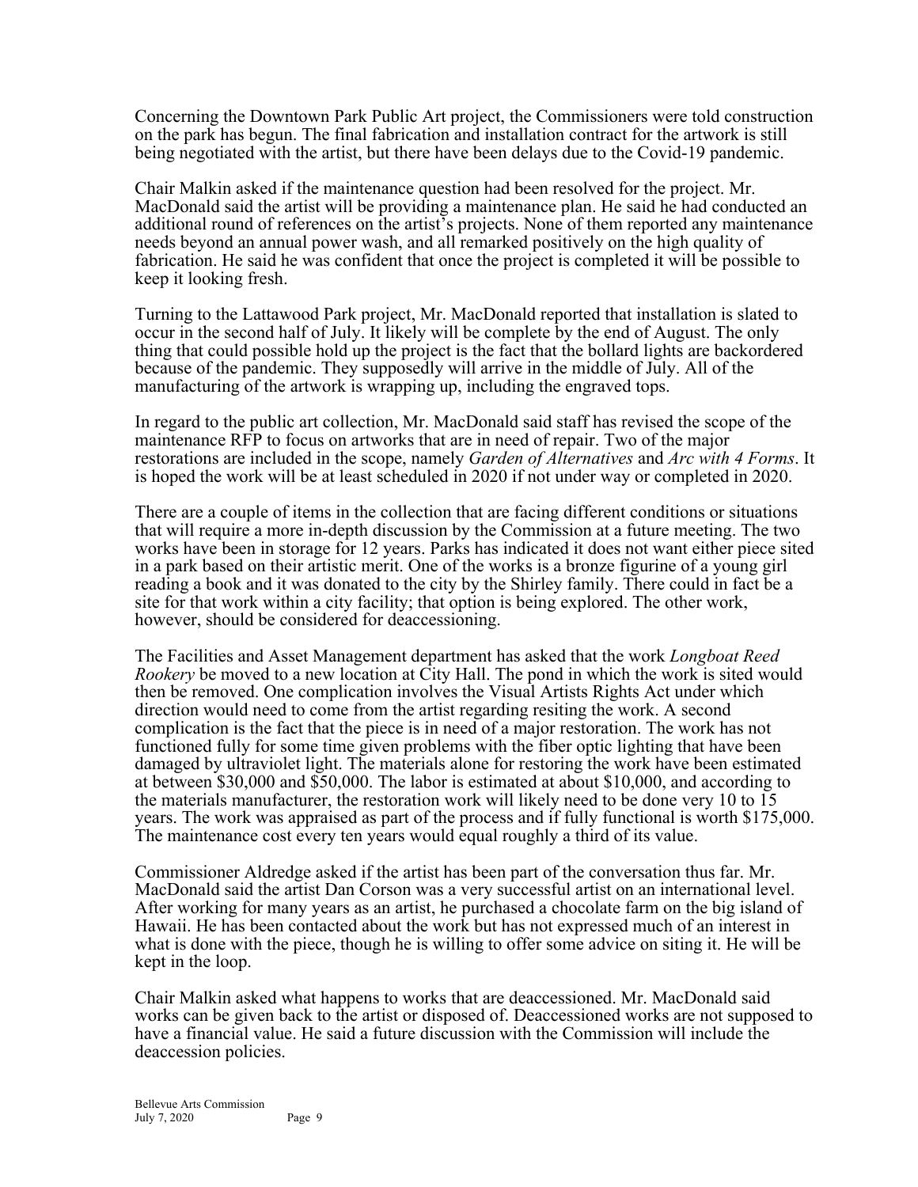Concerning the Downtown Park Public Art project, the Commissioners were told construction on the park has begun. The final fabrication and installation contract for the artwork is still being negotiated with the artist, but there have been delays due to the Covid-19 pandemic.

Chair Malkin asked if the maintenance question had been resolved for the project. Mr. MacDonald said the artist will be providing a maintenance plan. He said he had conducted an additional round of references on the artist's projects. None of them reported any maintenance needs beyond an annual power wash, and all remarked positively on the high quality of fabrication. He said he was confident that once the project is completed it will be possible to keep it looking fresh.

Turning to the Lattawood Park project, Mr. MacDonald reported that installation is slated to occur in the second half of July. It likely will be complete by the end of August. The only thing that could possible hold up the project is the fact that the bollard lights are backordered because of the pandemic. They supposedly will arrive in the middle of July. All of the manufacturing of the artwork is wrapping up, including the engraved tops.

In regard to the public art collection, Mr. MacDonald said staff has revised the scope of the maintenance RFP to focus on artworks that are in need of repair. Two of the major restorations are included in the scope, namely *Garden of Alternatives* and *Arc with 4 Forms*. It is hoped the work will be at least scheduled in 2020 if not under way or completed in 2020.

There are a couple of items in the collection that are facing different conditions or situations that will require a more in-depth discussion by the Commission at a future meeting. The two works have been in storage for 12 years. Parks has indicated it does not want either piece sited in a park based on their artistic merit. One of the works is a bronze figurine of a young girl reading a book and it was donated to the city by the Shirley family. There could in fact be a site for that work within a city facility; that option is being explored. The other work, however, should be considered for deaccessioning.

The Facilities and Asset Management department has asked that the work *Longboat Reed Rookery* be moved to a new location at City Hall. The pond in which the work is sited would then be removed. One complication involves the Visual Artists Rights Act under which direction would need to come from the artist regarding resiting the work. A second complication is the fact that the piece is in need of a major restoration. The work has not functioned fully for some time given problems with the fiber optic lighting that have been damaged by ultraviolet light. The materials alone for restoring the work have been estimated at between $30,000 and $50,000. The labor is estimated at about $10,000, and according to the materials manufacturer, the restoration work will likely need to be done very 10 to 15 years. The work was appraised as part of the process and if fully functional is worth $175,000. The maintenance cost every ten years would equal roughly a third of its value.

Commissioner Aldredge asked if the artist has been part of the conversation thus far. Mr. MacDonald said the artist Dan Corson was a very successful artist on an international level. After working for many years as an artist, he purchased a chocolate farm on the big island of Hawaii. He has been contacted about the work but has not expressed much of an interest in what is done with the piece, though he is willing to offer some advice on siting it. He will be kept in the loop.

Chair Malkin asked what happens to works that are deaccessioned. Mr. MacDonald said works can be given back to the artist or disposed of. Deaccessioned works are not supposed to have a financial value. He said a future discussion with the Commission will include the deaccession policies.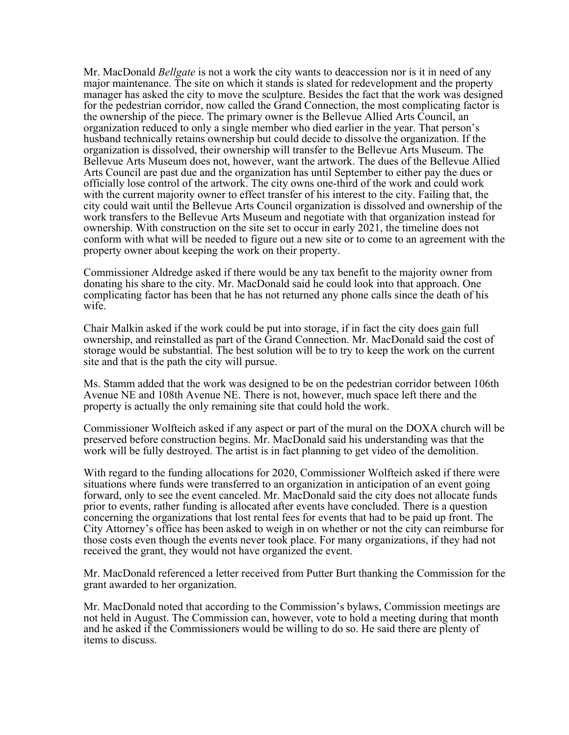Mr. MacDonald *Bellgate* is not a work the city wants to deaccession nor is it in need of any major maintenance. The site on which it stands is slated for redevelopment and the property manager has asked the city to move the sculpture. Besides the fact that the work was designed for the pedestrian corridor, now called the Grand Connection, the most complicating factor is the ownership of the piece. The primary owner is the Bellevue Allied Arts Council, an organization reduced to only a single member who died earlier in the year. That person's husband technically retains ownership but could decide to dissolve the organization. If the organization is dissolved, their ownership will transfer to the Bellevue Arts Museum. The Bellevue Arts Museum does not, however, want the artwork. The dues of the Bellevue Allied Arts Council are past due and the organization has until September to either pay the dues or officially lose control of the artwork. The city owns one-third of the work and could work with the current majority owner to effect transfer of his interest to the city. Failing that, the city could wait until the Bellevue Arts Council organization is dissolved and ownership of the work transfers to the Bellevue Arts Museum and negotiate with that organization instead for ownership. With construction on the site set to occur in early 2021, the timeline does not conform with what will be needed to figure out a new site or to come to an agreement with the property owner about keeping the work on their property.

Commissioner Aldredge asked if there would be any tax benefit to the majority owner from donating his share to the city. Mr. MacDonald said he could look into that approach. One complicating factor has been that he has not returned any phone calls since the death of his wife.

Chair Malkin asked if the work could be put into storage, if in fact the city does gain full ownership, and reinstalled as part of the Grand Connection. Mr. MacDonald said the cost of storage would be substantial. The best solution will be to try to keep the work on the current site and that is the path the city will pursue.

Ms. Stamm added that the work was designed to be on the pedestrian corridor between 106th Avenue NE and 108th Avenue NE. There is not, however, much space left there and the property is actually the only remaining site that could hold the work.

Commissioner Wolfteich asked if any aspect or part of the mural on the DOXA church will be preserved before construction begins. Mr. MacDonald said his understanding was that the work will be fully destroyed. The artist is in fact planning to get video of the demolition.

With regard to the funding allocations for 2020, Commissioner Wolfteich asked if there were situations where funds were transferred to an organization in anticipation of an event going forward, only to see the event canceled. Mr. MacDonald said the city does not allocate funds prior to events, rather funding is allocated after events have concluded. There is a question concerning the organizations that lost rental fees for events that had to be paid up front. The City Attorney's office has been asked to weigh in on whether or not the city can reimburse for those costs even though the events never took place. For many organizations, if they had not received the grant, they would not have organized the event.

Mr. MacDonald referenced a letter received from Putter Burt thanking the Commission for the grant awarded to her organization.

Mr. MacDonald noted that according to the Commission's bylaws, Commission meetings are not held in August. The Commission can, however, vote to hold a meeting during that month and he asked if the Commissioners would be willing to do so. He said there are plenty of items to discuss.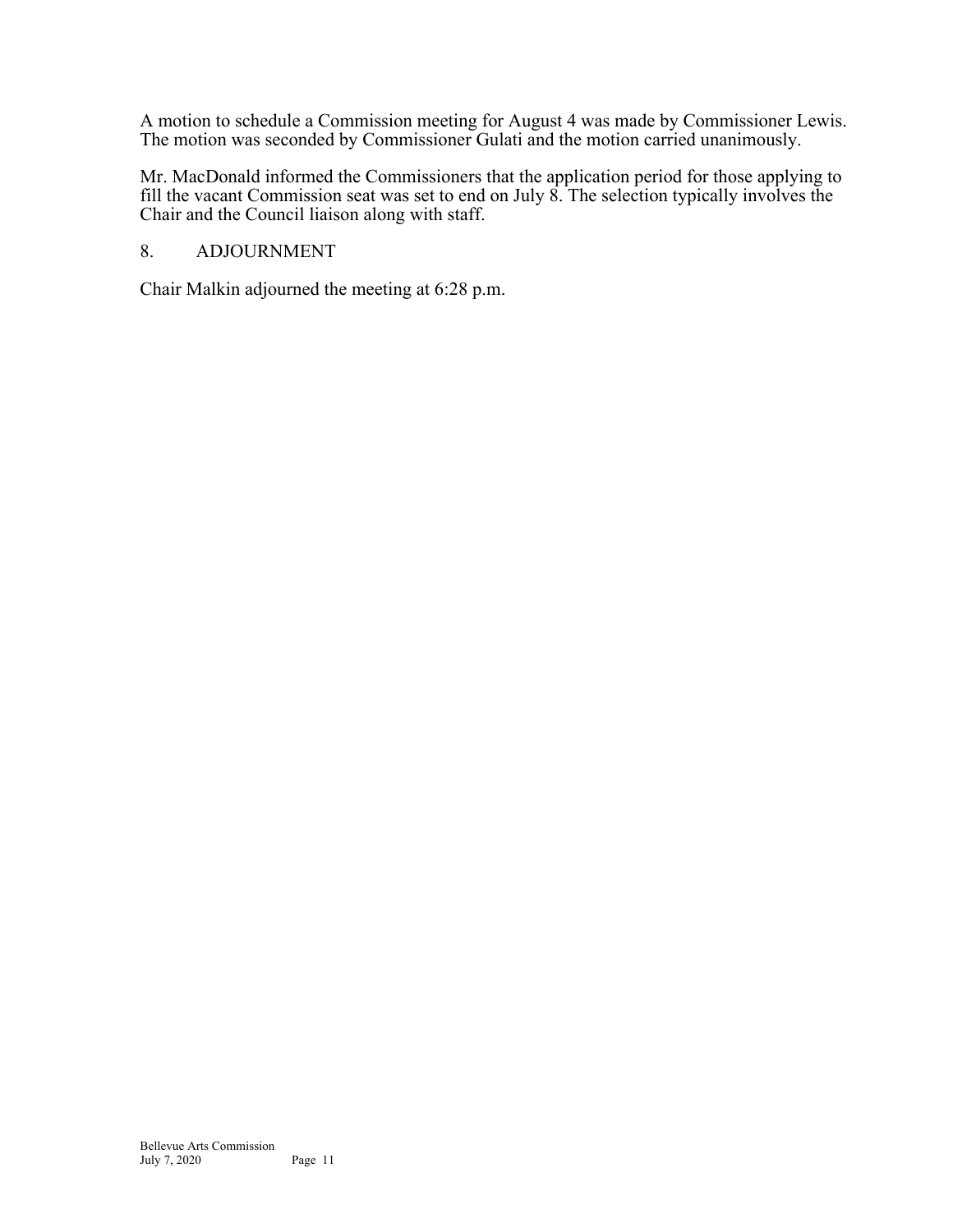A motion to schedule a Commission meeting for August 4 was made by Commissioner Lewis. The motion was seconded by Commissioner Gulati and the motion carried unanimously.

Mr. MacDonald informed the Commissioners that the application period for those applying to fill the vacant Commission seat was set to end on July 8. The selection typically involves the Chair and the Council liaison along with staff.

## 8. ADJOURNMENT

Chair Malkin adjourned the meeting at 6:28 p.m.